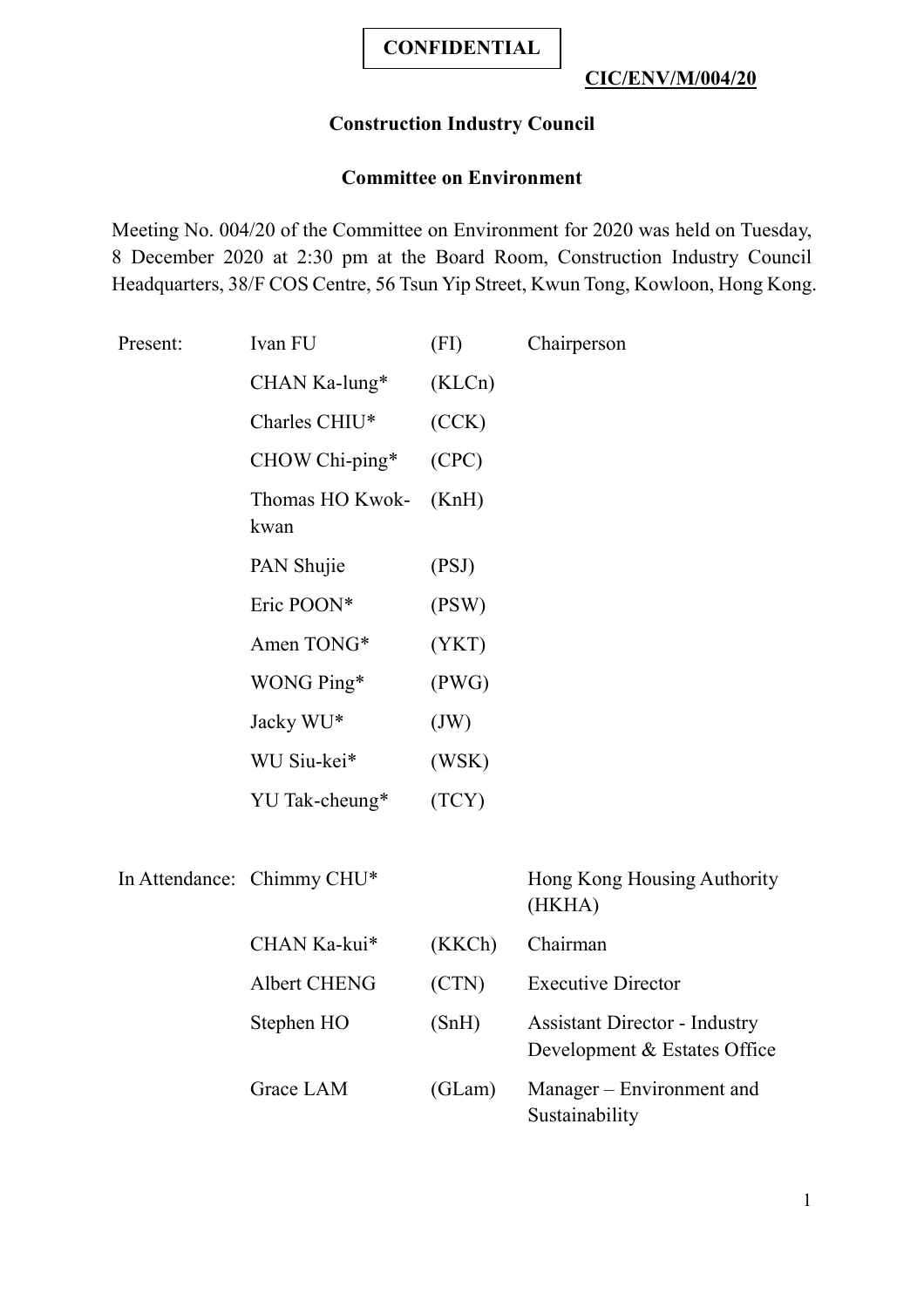**CONFIDENTIAL**

**CIC/ENV/M/004/20**

**Construction Industry Council**

**Committee on Environment**

Meeting No. 004/20 of the Committee on Environment for 2020 was held on Tuesday, 8 December 2020 at 2:30 pm at the Board Room, Construction Industry Council Headquarters, 38/F COS Centre, 56 Tsun Yip Street, Kwun Tong, Kowloon, Hong Kong.

| | | | |
|---|---|---|---|
| Present: | Ivan FU | (FI) | Chairperson |
| | CHAN Ka-lung* | (KLCn) | |
| | Charles CHIU* | (CCK) | |
| | CHOW Chi-ping* | (CPC) | |
| | Thomas HO Kwok-kwan | (KnH) | |
| | PAN Shujie | (PSJ) | |
| | Eric POON* | (PSW) | |
| | Amen TONG* | (YKT) | |
| | WONG Ping* | (PWG) | |
| | Jacky WU* | (JW) | |
| | WU Siu-kei* | (WSK) | |
| | YU Tak-cheung* | (TCY) | |
| In Attendance: | Chimmy CHU* | | Hong Kong Housing Authority (HKHA) |
| | CHAN Ka-kui* | (KKCh) | Chairman |
| | Albert CHENG | (CTN) | Executive Director |
| | Stephen HO | (SnH) | Assistant Director - Industry Development & Estates Office |
| | Grace LAM | (GLam) | Manager – Environment and Sustainability |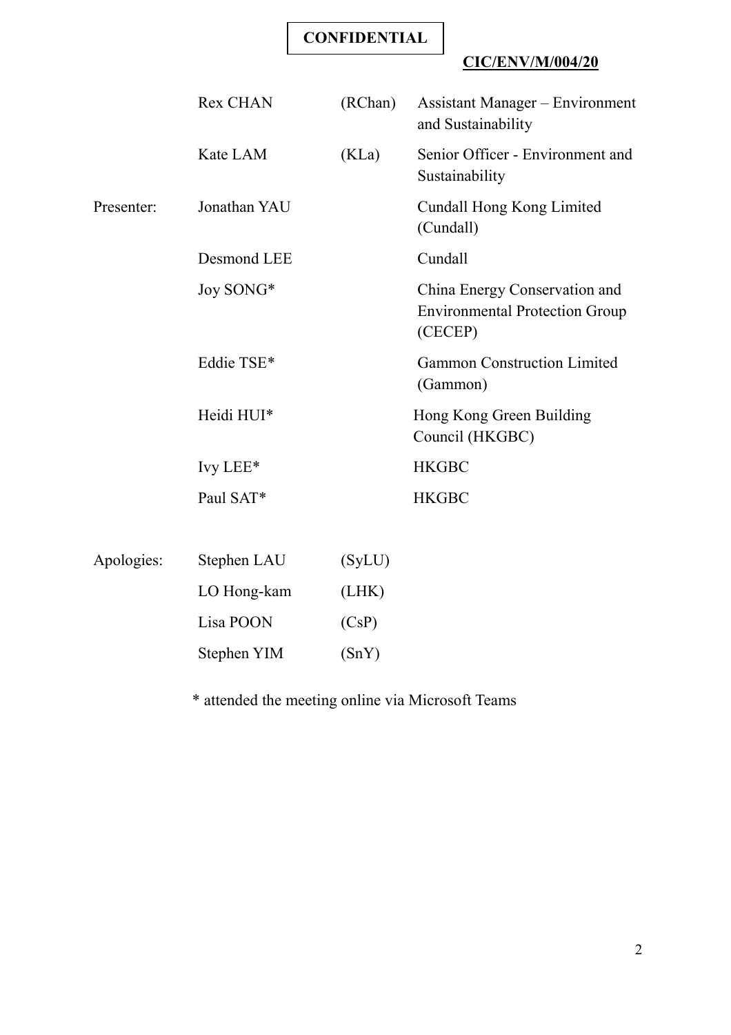**CONFIDENTIAL**

**CIC/ENV/M/004/20**

| | | | |
|---|---|---|---|
| | Rex CHAN | (RChan) | Assistant Manager – Environment and Sustainability |
| | Kate LAM | (KLa) | Senior Officer - Environment and Sustainability |
| Presenter: | Jonathan YAU | | Cundall Hong Kong Limited (Cundall) |
| | Desmond LEE | | Cundall |
| | Joy SONG* | | China Energy Conservation and Environmental Protection Group (CECEP) |
| | Eddie TSE* | | Gammon Construction Limited (Gammon) |
| | Heidi HUI* | | Hong Kong Green Building Council (HKGBC) |
| | Ivy LEE* | | HKGBC |
| | Paul SAT* | | HKGBC |
| Apologies: | Stephen LAU | (SyLU) | |
| | LO Hong-kam | (LHK) | |
| | Lisa POON | (CsP) | |
| | Stephen YIM | (SnY) | |

* attended the meeting online via Microsoft Teams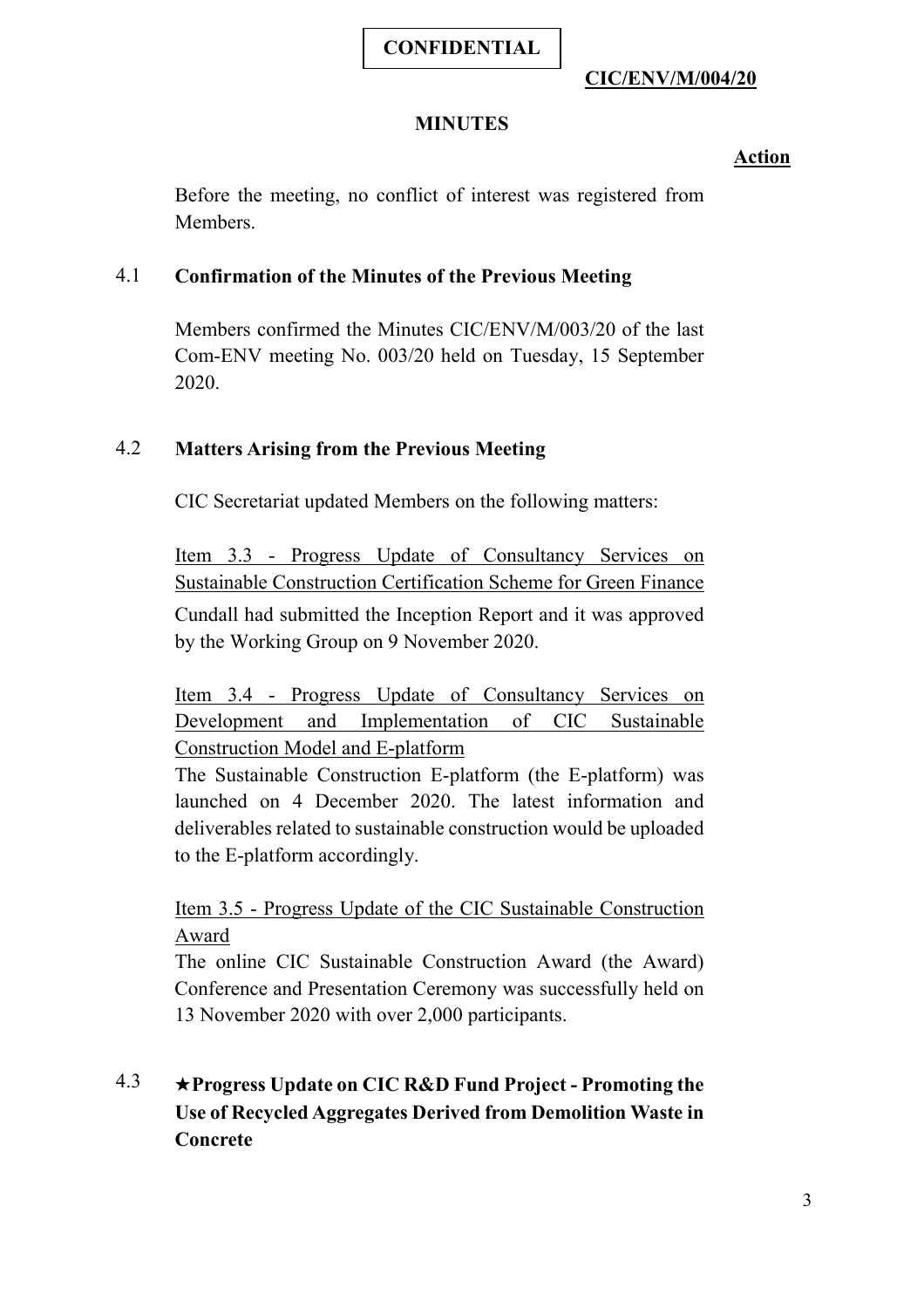**CONFIDENTIAL**

**CIC/ENV/M/004/20**

**MINUTES**

**Action**

Before the meeting, no conflict of interest was registered from Members.

4.1 **Confirmation of the Minutes of the Previous Meeting**

Members confirmed the Minutes CIC/ENV/M/003/20 of the last Com-ENV meeting No. 003/20 held on Tuesday, 15 September 2020.

4.2 **Matters Arising from the Previous Meeting**

CIC Secretariat updated Members on the following matters:

Item 3.3 - Progress Update of Consultancy Services on Sustainable Construction Certification Scheme for Green Finance

Cundall had submitted the Inception Report and it was approved by the Working Group on 9 November 2020.

Item 3.4 - Progress Update of Consultancy Services on Development and Implementation of CIC Sustainable Construction Model and E-platform

The Sustainable Construction E-platform (the E-platform) was launched on 4 December 2020. The latest information and deliverables related to sustainable construction would be uploaded to the E-platform accordingly.

Item 3.5 - Progress Update of the CIC Sustainable Construction Award

The online CIC Sustainable Construction Award (the Award) Conference and Presentation Ceremony was successfully held on 13 November 2020 with over 2,000 participants.

4.3 **★Progress Update on CIC R&D Fund Project - Promoting the Use of Recycled Aggregates Derived from Demolition Waste in Concrete**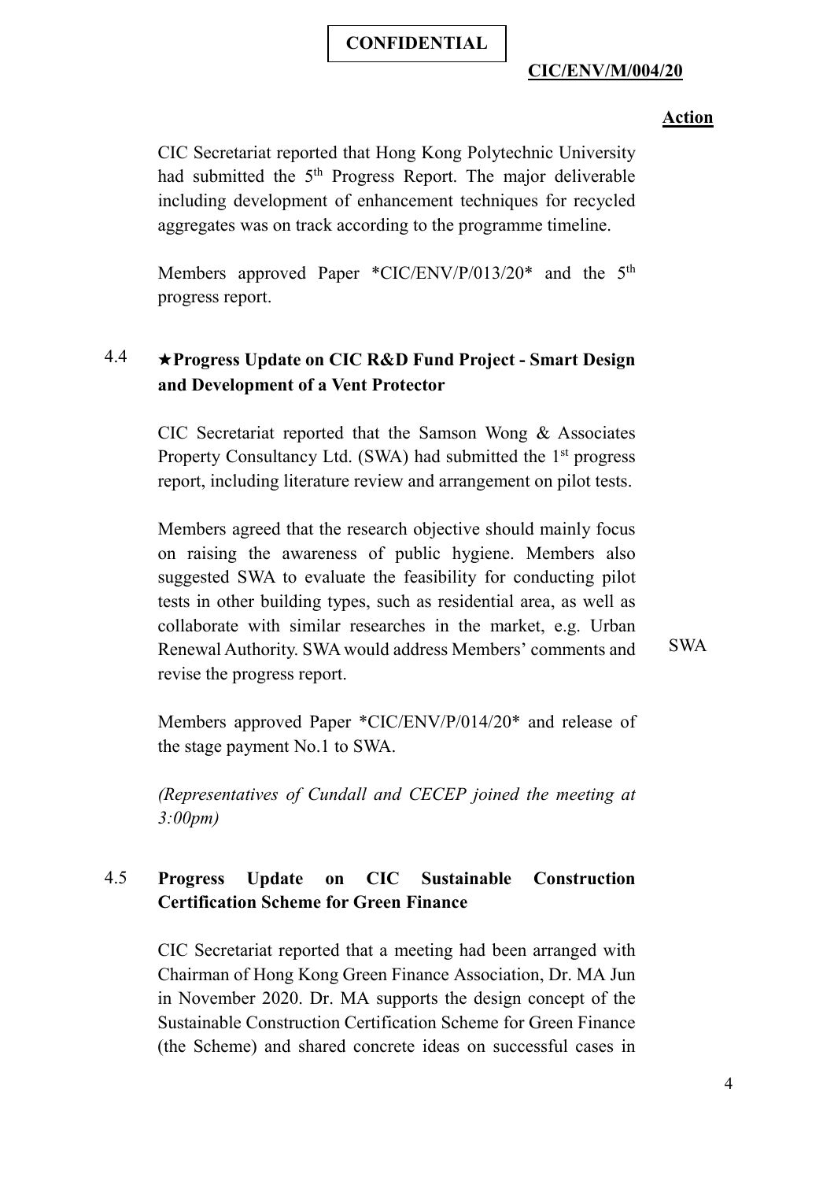CIC Secretariat reported that Hong Kong Polytechnic University had submitted the 5th Progress Report. The major deliverable including development of enhancement techniques for recycled aggregates was on track according to the programme timeline.

Members approved Paper *CIC/ENV/P/013/20* and the 5th progress report.

### 4.4 ★Progress Update on CIC R&D Fund Project - Smart Design and Development of a Vent Protector

CIC Secretariat reported that the Samson Wong & Associates Property Consultancy Ltd. (SWA) had submitted the 1st progress report, including literature review and arrangement on pilot tests.

Members agreed that the research objective should mainly focus on raising the awareness of public hygiene. Members also suggested SWA to evaluate the feasibility for conducting pilot tests in other building types, such as residential area, as well as collaborate with similar researches in the market, e.g. Urban Renewal Authority. SWA would address Members' comments and revise the progress report. **Action: SWA**

Members approved Paper *CIC/ENV/P/014/20* and release of the stage payment No.1 to SWA.

*(Representatives of Cundall and CECEP joined the meeting at 3:00pm)*

### 4.5 Progress Update on CIC Sustainable Construction Certification Scheme for Green Finance

CIC Secretariat reported that a meeting had been arranged with Chairman of Hong Kong Green Finance Association, Dr. MA Jun in November 2020. Dr. MA supports the design concept of the Sustainable Construction Certification Scheme for Green Finance (the Scheme) and shared concrete ideas on successful cases in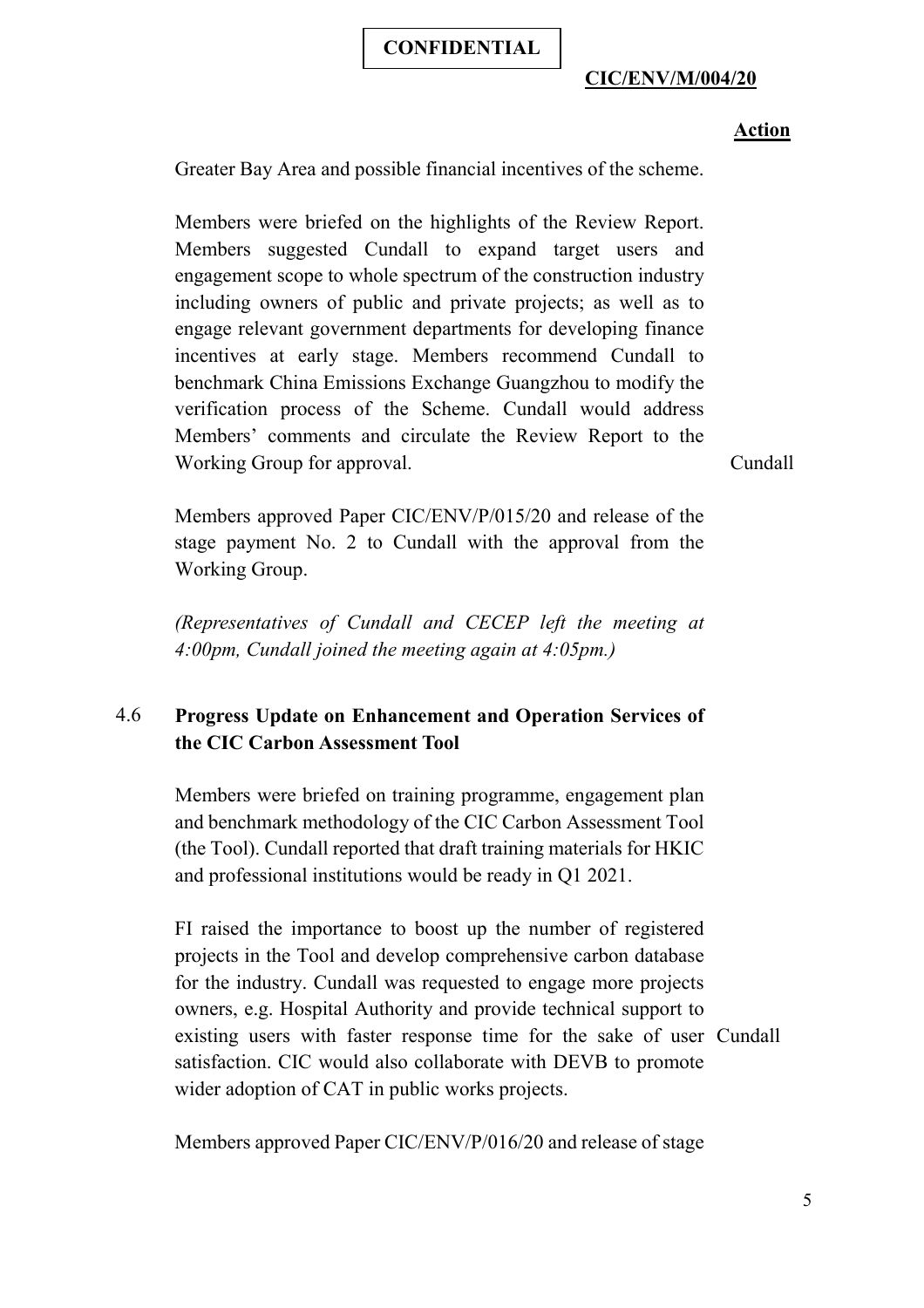**CONFIDENTIAL**

**CIC/ENV/M/004/20**

**Action**

Greater Bay Area and possible financial incentives of the scheme.

Members were briefed on the highlights of the Review Report. Members suggested Cundall to expand target users and engagement scope to whole spectrum of the construction industry including owners of public and private projects; as well as to engage relevant government departments for developing finance incentives at early stage. Members recommend Cundall to benchmark China Emissions Exchange Guangzhou to modify the verification process of the Scheme. Cundall would address Members' comments and circulate the Review Report to the Working Group for approval. — Cundall

Members approved Paper CIC/ENV/P/015/20 and release of the stage payment No. 2 to Cundall with the approval from the Working Group.

*(Representatives of Cundall and CECEP left the meeting at 4:00pm, Cundall joined the meeting again at 4:05pm.)*

### 4.6 Progress Update on Enhancement and Operation Services of the CIC Carbon Assessment Tool

Members were briefed on training programme, engagement plan and benchmark methodology of the CIC Carbon Assessment Tool (the Tool). Cundall reported that draft training materials for HKIC and professional institutions would be ready in Q1 2021.

FI raised the importance to boost up the number of registered projects in the Tool and develop comprehensive carbon database for the industry. Cundall was requested to engage more projects owners, e.g. Hospital Authority and provide technical support to existing users with faster response time for the sake of user satisfaction. CIC would also collaborate with DEVB to promote wider adoption of CAT in public works projects. — Cundall

Members approved Paper CIC/ENV/P/016/20 and release of stage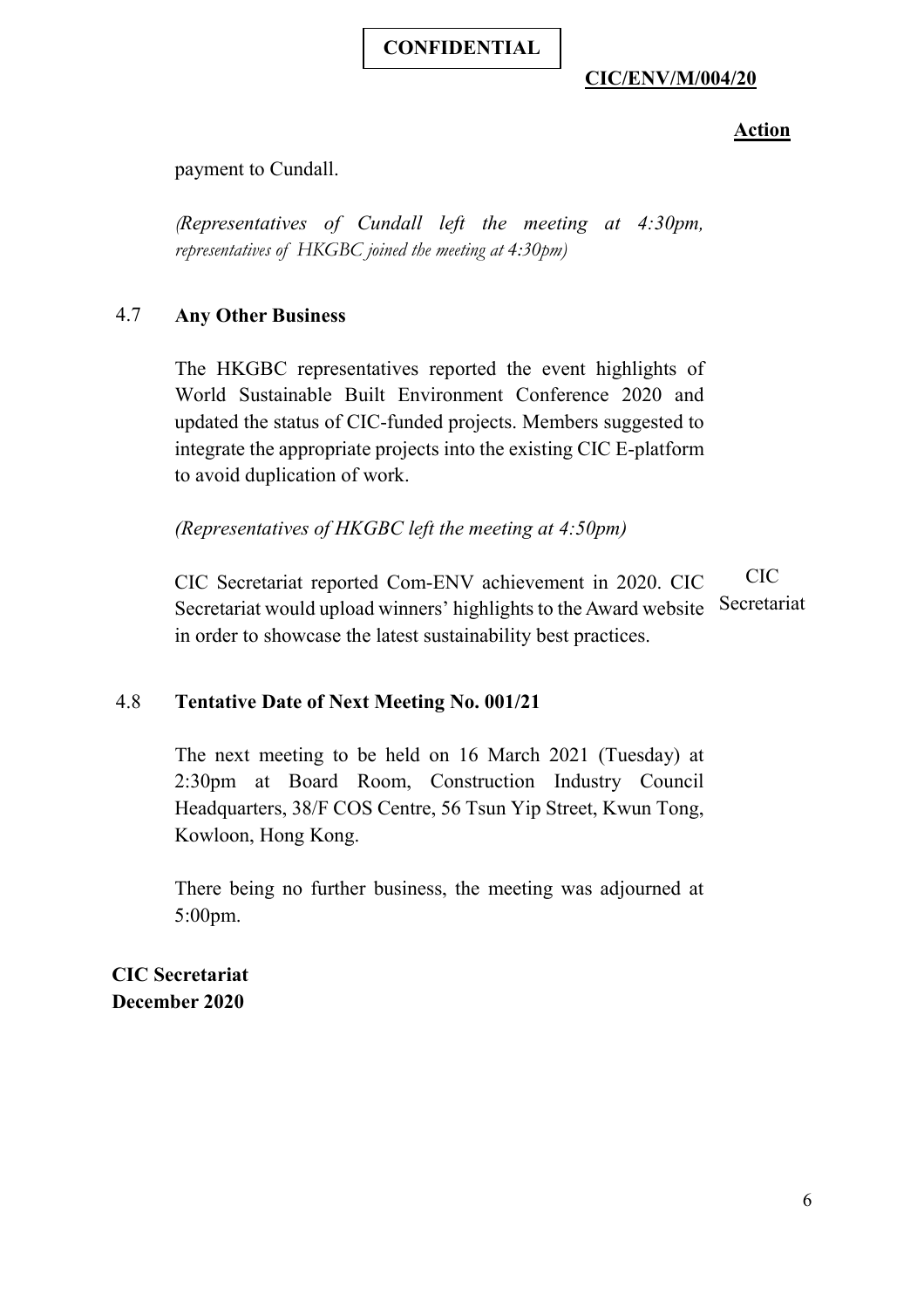**CONFIDENTIAL**

**CIC/ENV/M/004/20**

**Action**

payment to Cundall.

*(Representatives of Cundall left the meeting at 4:30pm, representatives of HKGBC joined the meeting at 4:30pm)*

### 4.7 Any Other Business

The HKGBC representatives reported the event highlights of World Sustainable Built Environment Conference 2020 and updated the status of CIC-funded projects. Members suggested to integrate the appropriate projects into the existing CIC E-platform to avoid duplication of work.

*(Representatives of HKGBC left the meeting at 4:50pm)*

CIC Secretariat reported Com-ENV achievement in 2020. CIC Secretariat would upload winners' highlights to the Award website in order to showcase the latest sustainability best practices. — **Action: CIC Secretariat**

### 4.8 Tentative Date of Next Meeting No. 001/21

The next meeting to be held on 16 March 2021 (Tuesday) at 2:30pm at Board Room, Construction Industry Council Headquarters, 38/F COS Centre, 56 Tsun Yip Street, Kwun Tong, Kowloon, Hong Kong.

There being no further business, the meeting was adjourned at 5:00pm.

**CIC Secretariat**
**December 2020**